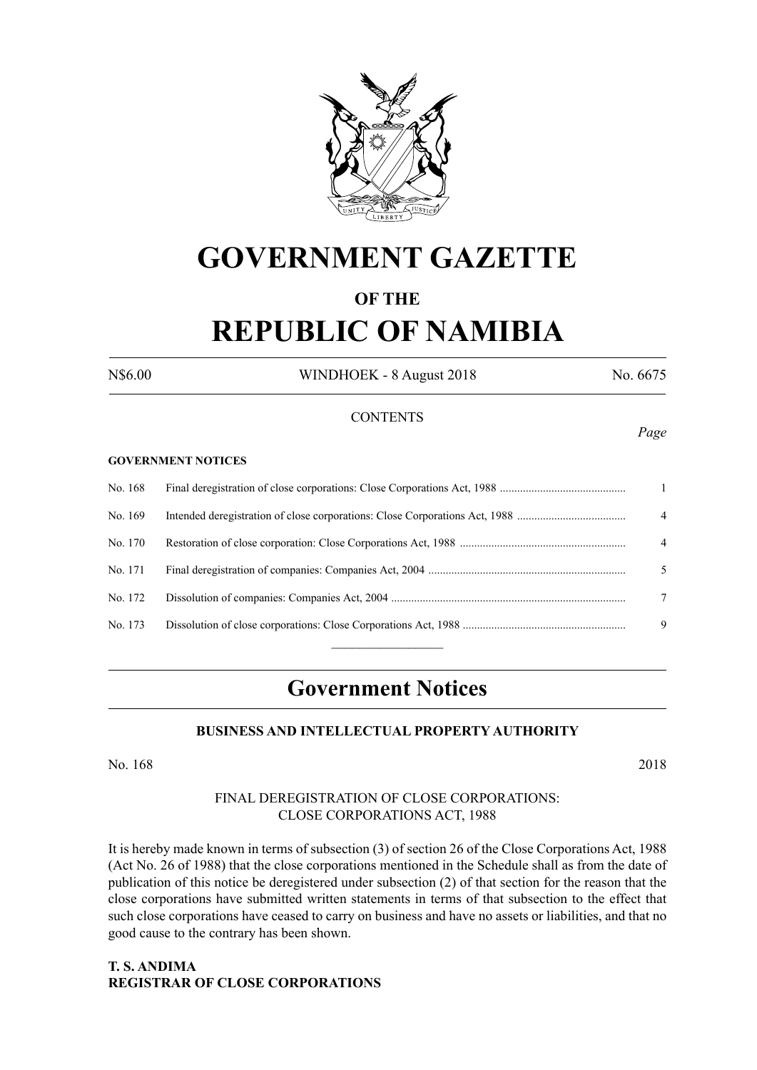# GOVERNMENT GAZETTE

## OF THE

# REPUBLIC OF NAMIBIA

N$6.00 WINDHOEK - 8 August 2018 No. 6675

CONTENTS

*Page*

**GOVERNMENT NOTICES**

| | | |
|---|---|---|
| No. 168 | Final deregistration of close corporations: Close Corporations Act, 1988 | 1 |
| No. 169 | Intended deregistration of close corporations: Close Corporations Act, 1988 | 4 |
| No. 170 | Restoration of close corporation: Close Corporations Act, 1988 | 4 |
| No. 171 | Final deregistration of companies: Companies Act, 2004 | 5 |
| No. 172 | Dissolution of companies: Companies Act, 2004 | 7 |
| No. 173 | Dissolution of close corporations: Close Corporations Act, 1988 | 9 |

## Government Notices

### BUSINESS AND INTELLECTUAL PROPERTY AUTHORITY

No. 168 2018

FINAL DEREGISTRATION OF CLOSE CORPORATIONS:
CLOSE CORPORATIONS ACT, 1988

It is hereby made known in terms of subsection (3) of section 26 of the Close Corporations Act, 1988 (Act No. 26 of 1988) that the close corporations mentioned in the Schedule shall as from the date of publication of this notice be deregistered under subsection (2) of that section for the reason that the close corporations have submitted written statements in terms of that subsection to the effect that such close corporations have ceased to carry on business and have no assets or liabilities, and that no good cause to the contrary has been shown.

**T. S. ANDIMA**
**REGISTRAR OF CLOSE CORPORATIONS**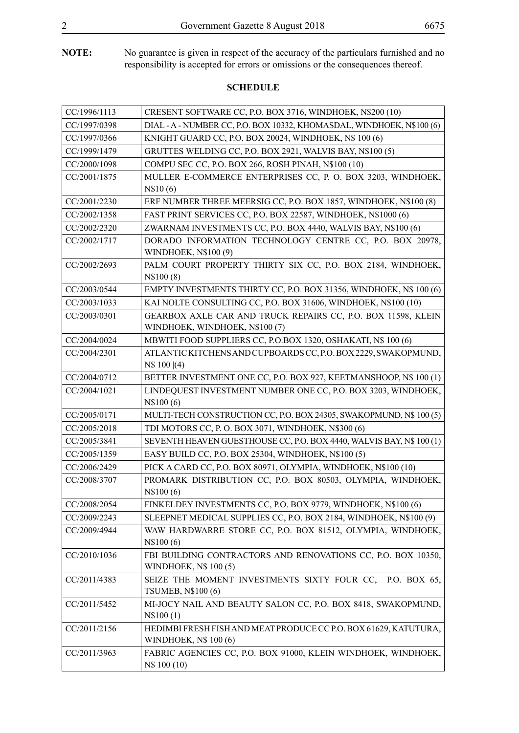**NOTE:** No guarantee is given in respect of the accuracy of the particulars furnished and no responsibility is accepted for errors or omissions or the consequences thereof.

## SCHEDULE

| | |
|---|---|
| CC/1996/1113 | CRESENT SOFTWARE CC, P.O. BOX 3716, WINDHOEK, N$200 (10) |
| CC/1997/0398 | DIAL - A - NUMBER CC, P.O. BOX 10332, KHOMASDAL, WINDHOEK, N$100 (6) |
| CC/1997/0366 | KNIGHT GUARD CC, P.O. BOX 20024, WINDHOEK, N$ 100 (6) |
| CC/1999/1479 | GRUTTES WELDING CC, P.O. BOX 2921, WALVIS BAY, N$100 (5) |
| CC/2000/1098 | COMPU SEC CC, P.O. BOX 266, ROSH PINAH, N$100 (10) |
| CC/2001/1875 | MULLER E-COMMERCE ENTERPRISES CC, P. O. BOX 3203, WINDHOEK, N$10 (6) |
| CC/2001/2230 | ERF NUMBER THREE MEERSIG CC, P.O. BOX 1857, WINDHOEK, N$100 (8) |
| CC/2002/1358 | FAST PRINT SERVICES CC, P.O. BOX 22587, WINDHOEK, N$1000 (6) |
| CC/2002/2320 | ZWARNAM INVESTMENTS CC, P.O. BOX 4440, WALVIS BAY, N$100 (6) |
| CC/2002/1717 | DORADO INFORMATION TECHNOLOGY CENTRE CC, P.O. BOX 20978, WINDHOEK, N$100 (9) |
| CC/2002/2693 | PALM COURT PROPERTY THIRTY SIX CC, P.O. BOX 2184, WINDHOEK, N$100 (8) |
| CC/2003/0544 | EMPTY INVESTMENTS THIRTY CC, P.O. BOX 31356, WINDHOEK, N$ 100 (6) |
| CC/2003/1033 | KAI NOLTE CONSULTING CC, P.O. BOX 31606, WINDHOEK, N$100 (10) |
| CC/2003/0301 | GEARBOX AXLE CAR AND TRUCK REPAIRS CC, P.O. BOX 11598, KLEIN WINDHOEK, WINDHOEK, N$100 (7) |
| CC/2004/0024 | MBWITI FOOD SUPPLIERS CC, P.O.BOX 1320, OSHAKATI, N$ 100 (6) |
| CC/2004/2301 | ATLANTIC KITCHENS AND CUPBOARDS CC, P.O. BOX 2229, SWAKOPMUND, N$ 100 \|(4) |
| CC/2004/0712 | BETTER INVESTMENT ONE CC, P.O. BOX 927, KEETMANSHOOP, N$ 100 (1) |
| CC/2004/1021 | LINDEQUEST INVESTMENT NUMBER ONE CC, P.O. BOX 3203, WINDHOEK, N$100 (6) |
| CC/2005/0171 | MULTI-TECH CONSTRUCTION CC, P.O. BOX 24305, SWAKOPMUND, N$ 100 (5) |
| CC/2005/2018 | TDI MOTORS CC, P. O. BOX 3071, WINDHOEK, N$300 (6) |
| CC/2005/3841 | SEVENTH HEAVEN GUESTHOUSE CC, P.O. BOX 4440, WALVIS BAY, N$ 100 (1) |
| CC/2005/1359 | EASY BUILD CC, P.O. BOX 25304, WINDHOEK, N$100 (5) |
| CC/2006/2429 | PICK A CARD CC, P.O. BOX 80971, OLYMPIA, WINDHOEK, N$100 (10) |
| CC/2008/3707 | PROMARK DISTRIBUTION CC, P.O. BOX 80503, OLYMPIA, WINDHOEK, N$100 (6) |
| CC/2008/2054 | FINKELDEY INVESTMENTS CC, P.O. BOX 9779, WINDHOEK, N$100 (6) |
| CC/2009/2243 | SLEEPNET MEDICAL SUPPLIES CC, P.O. BOX 2184, WINDHOEK, N$100 (9) |
| CC/2009/4944 | WAW HARDWARRE STORE CC, P.O. BOX 81512, OLYMPIA, WINDHOEK, N$100 (6) |
| CC/2010/1036 | FBI BUILDING CONTRACTORS AND RENOVATIONS CC, P.O. BOX 10350, WINDHOEK, N$ 100 (5) |
| CC/2011/4383 | SEIZE THE MOMENT INVESTMENTS SIXTY FOUR CC, P.O. BOX 65, TSUMEB, N$100 (6) |
| CC/2011/5452 | MI-JOCY NAIL AND BEAUTY SALON CC, P.O. BOX 8418, SWAKOPMUND, N$100 (1) |
| CC/2011/2156 | HEDIMBI FRESH FISH AND MEAT PRODUCE CC P.O. BOX 61629, KATUTURA, WINDHOEK, N$ 100 (6) |
| CC/2011/3963 | FABRIC AGENCIES CC, P.O. BOX 91000, KLEIN WINDHOEK, WINDHOEK, N$ 100 (10) |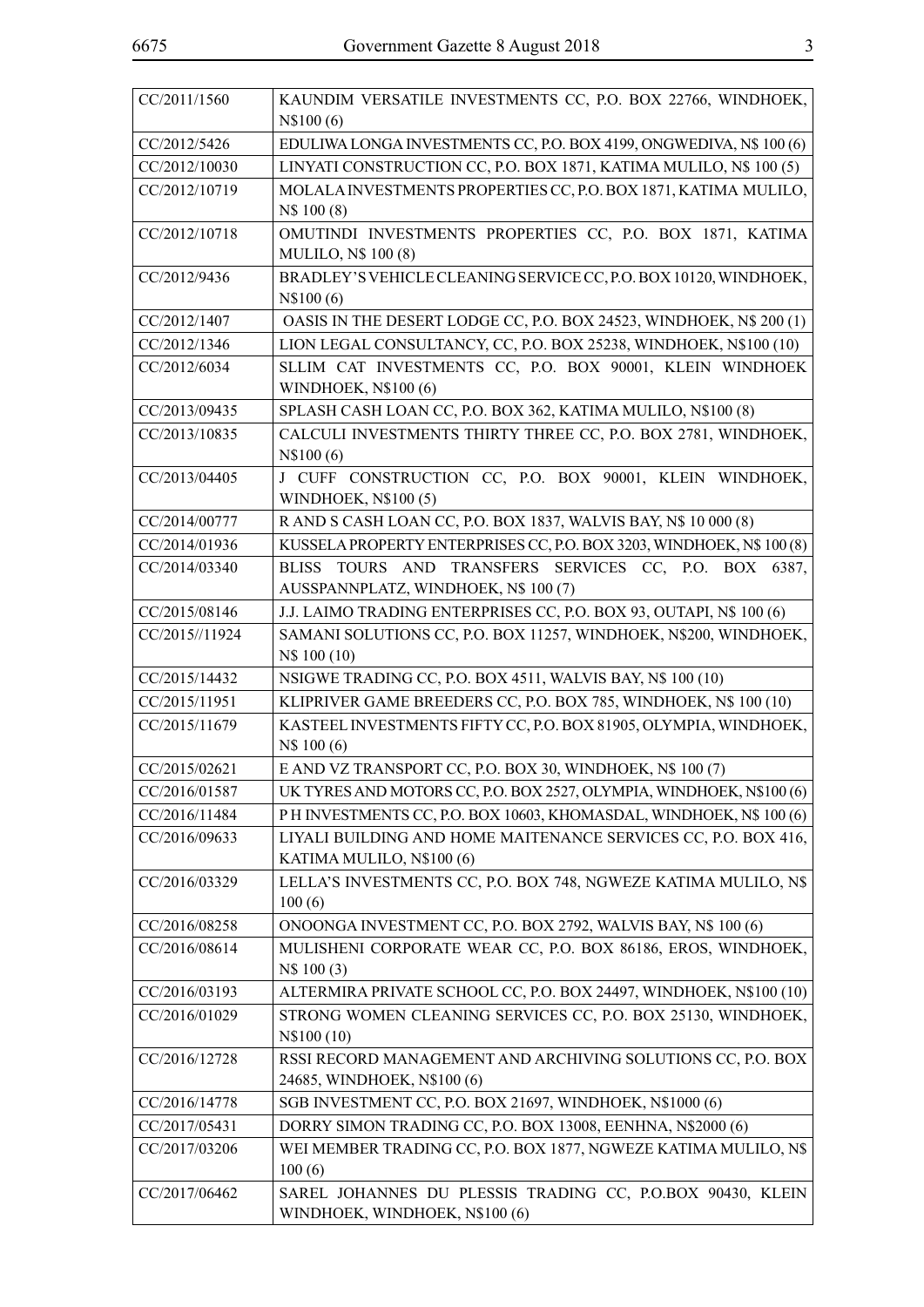| | |
|---|---|
| CC/2011/1560 | KAUNDIM VERSATILE INVESTMENTS CC, P.O. BOX 22766, WINDHOEK, N$100 (6) |
| CC/2012/5426 | EDULIWA LONGA INVESTMENTS CC, P.O. BOX 4199, ONGWEDIVA, N$ 100 (6) |
| CC/2012/10030 | LINYATI CONSTRUCTION CC, P.O. BOX 1871, KATIMA MULILO, N$ 100 (5) |
| CC/2012/10719 | MOLALA INVESTMENTS PROPERTIES CC, P.O. BOX 1871, KATIMA MULILO, N$ 100 (8) |
| CC/2012/10718 | OMUTINDI INVESTMENTS PROPERTIES CC, P.O. BOX 1871, KATIMA MULILO, N$ 100 (8) |
| CC/2012/9436 | BRADLEY'S VEHICLE CLEANING SERVICE CC, P.O. BOX 10120, WINDHOEK, N$100 (6) |
| CC/2012/1407 | OASIS IN THE DESERT LODGE CC, P.O. BOX 24523, WINDHOEK, N$ 200 (1) |
| CC/2012/1346 | LION LEGAL CONSULTANCY, CC, P.O. BOX 25238, WINDHOEK, N$100 (10) |
| CC/2012/6034 | SLLIM CAT INVESTMENTS CC, P.O. BOX 90001, KLEIN WINDHOEK WINDHOEK, N$100 (6) |
| CC/2013/09435 | SPLASH CASH LOAN CC, P.O. BOX 362, KATIMA MULILO, N$100 (8) |
| CC/2013/10835 | CALCULI INVESTMENTS THIRTY THREE CC, P.O. BOX 2781, WINDHOEK, N$100 (6) |
| CC/2013/04405 | J CUFF CONSTRUCTION CC, P.O. BOX 90001, KLEIN WINDHOEK, WINDHOEK, N$100 (5) |
| CC/2014/00777 | R AND S CASH LOAN CC, P.O. BOX 1837, WALVIS BAY, N$ 10 000 (8) |
| CC/2014/01936 | KUSSELA PROPERTY ENTERPRISES CC, P.O. BOX 3203, WINDHOEK, N$ 100 (8) |
| CC/2014/03340 | BLISS TOURS AND TRANSFERS SERVICES CC, P.O. BOX 6387, AUSSPANNPLATZ, WINDHOEK, N$ 100 (7) |
| CC/2015/08146 | J.J. LAIMO TRADING ENTERPRISES CC, P.O. BOX 93, OUTAPI, N$ 100 (6) |
| CC/2015//11924 | SAMANI SOLUTIONS CC, P.O. BOX 11257, WINDHOEK, N$200, WINDHOEK, N$ 100 (10) |
| CC/2015/14432 | NSIGWE TRADING CC, P.O. BOX 4511, WALVIS BAY, N$ 100 (10) |
| CC/2015/11951 | KLIPRIVER GAME BREEDERS CC, P.O. BOX 785, WINDHOEK, N$ 100 (10) |
| CC/2015/11679 | KASTEEL INVESTMENTS FIFTY CC, P.O. BOX 81905, OLYMPIA, WINDHOEK, N$ 100 (6) |
| CC/2015/02621 | E AND VZ TRANSPORT CC, P.O. BOX 30, WINDHOEK, N$ 100 (7) |
| CC/2016/01587 | UK TYRES AND MOTORS CC, P.O. BOX 2527, OLYMPIA, WINDHOEK, N$100 (6) |
| CC/2016/11484 | P H INVESTMENTS CC, P.O. BOX 10603, KHOMASDAL, WINDHOEK, N$ 100 (6) |
| CC/2016/09633 | LIYALI BUILDING AND HOME MAITENANCE SERVICES CC, P.O. BOX 416, KATIMA MULILO, N$100 (6) |
| CC/2016/03329 | LELLA'S INVESTMENTS CC, P.O. BOX 748, NGWEZE KATIMA MULILO, N$ 100 (6) |
| CC/2016/08258 | ONOONGA INVESTMENT CC, P.O. BOX 2792, WALVIS BAY, N$ 100 (6) |
| CC/2016/08614 | MULISHENI CORPORATE WEAR CC, P.O. BOX 86186, EROS, WINDHOEK, N$ 100 (3) |
| CC/2016/03193 | ALTERMIRA PRIVATE SCHOOL CC, P.O. BOX 24497, WINDHOEK, N$100 (10) |
| CC/2016/01029 | STRONG WOMEN CLEANING SERVICES CC, P.O. BOX 25130, WINDHOEK, N$100 (10) |
| CC/2016/12728 | RSSI RECORD MANAGEMENT AND ARCHIVING SOLUTIONS CC, P.O. BOX 24685, WINDHOEK, N$100 (6) |
| CC/2016/14778 | SGB INVESTMENT CC, P.O. BOX 21697, WINDHOEK, N$1000 (6) |
| CC/2017/05431 | DORRY SIMON TRADING CC, P.O. BOX 13008, EENHNA, N$2000 (6) |
| CC/2017/03206 | WEI MEMBER TRADING CC, P.O. BOX 1877, NGWEZE KATIMA MULILO, N$ 100 (6) |
| CC/2017/06462 | SAREL JOHANNES DU PLESSIS TRADING CC, P.O.BOX 90430, KLEIN WINDHOEK, WINDHOEK, N$100 (6) |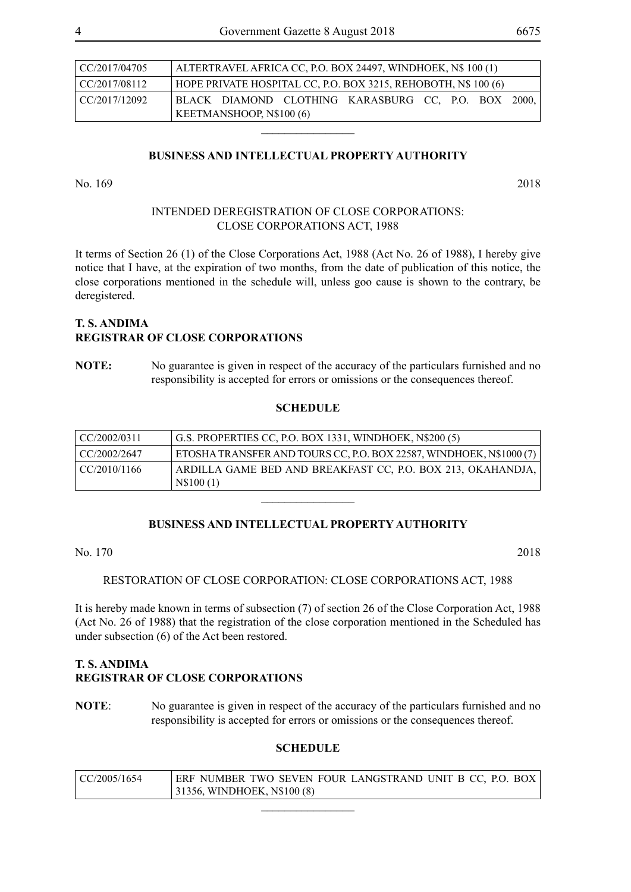| | |
|---|---|
| CC/2017/04705 | ALTERTRAVEL AFRICA CC, P.O. BOX 24497, WINDHOEK, N$ 100 (1) |
| CC/2017/08112 | HOPE PRIVATE HOSPITAL CC, P.O. BOX 3215, REHOBOTH, N$ 100 (6) |
| CC/2017/12092 | BLACK DIAMOND CLOTHING KARASBURG CC, P.O. BOX 2000, KEETMANSHOOP, N$100 (6) |

---

**BUSINESS AND INTELLECTUAL PROPERTY AUTHORITY**

No. 169 2018

INTENDED DEREGISTRATION OF CLOSE CORPORATIONS: CLOSE CORPORATIONS ACT, 1988

It terms of Section 26 (1) of the Close Corporations Act, 1988 (Act No. 26 of 1988), I hereby give notice that I have, at the expiration of two months, from the date of publication of this notice, the close corporations mentioned in the schedule will, unless goo cause is shown to the contrary, be deregistered.

**T. S. ANDIMA**
**REGISTRAR OF CLOSE CORPORATIONS**

**NOTE:** No guarantee is given in respect of the accuracy of the particulars furnished and no responsibility is accepted for errors or omissions or the consequences thereof.

**SCHEDULE**

| | |
|---|---|
| CC/2002/0311 | G.S. PROPERTIES CC, P.O. BOX 1331, WINDHOEK, N$200 (5) |
| CC/2002/2647 | ETOSHA TRANSFER AND TOURS CC, P.O. BOX 22587, WINDHOEK, N$1000 (7) |
| CC/2010/1166 | ARDILLA GAME BED AND BREAKFAST CC, P.O. BOX 213, OKAHANDJA, N$100 (1) |

---

**BUSINESS AND INTELLECTUAL PROPERTY AUTHORITY**

No. 170 2018

RESTORATION OF CLOSE CORPORATION: CLOSE CORPORATIONS ACT, 1988

It is hereby made known in terms of subsection (7) of section 26 of the Close Corporation Act, 1988 (Act No. 26 of 1988) that the registration of the close corporation mentioned in the Scheduled has under subsection (6) of the Act been restored.

**T. S. ANDIMA**
**REGISTRAR OF CLOSE CORPORATIONS**

**NOTE**: No guarantee is given in respect of the accuracy of the particulars furnished and no responsibility is accepted for errors or omissions or the consequences thereof.

**SCHEDULE**

| | |
|---|---|
| CC/2005/1654 | ERF NUMBER TWO SEVEN FOUR LANGSTRAND UNIT B CC, P.O. BOX 31356, WINDHOEK, N$100 (8) |

---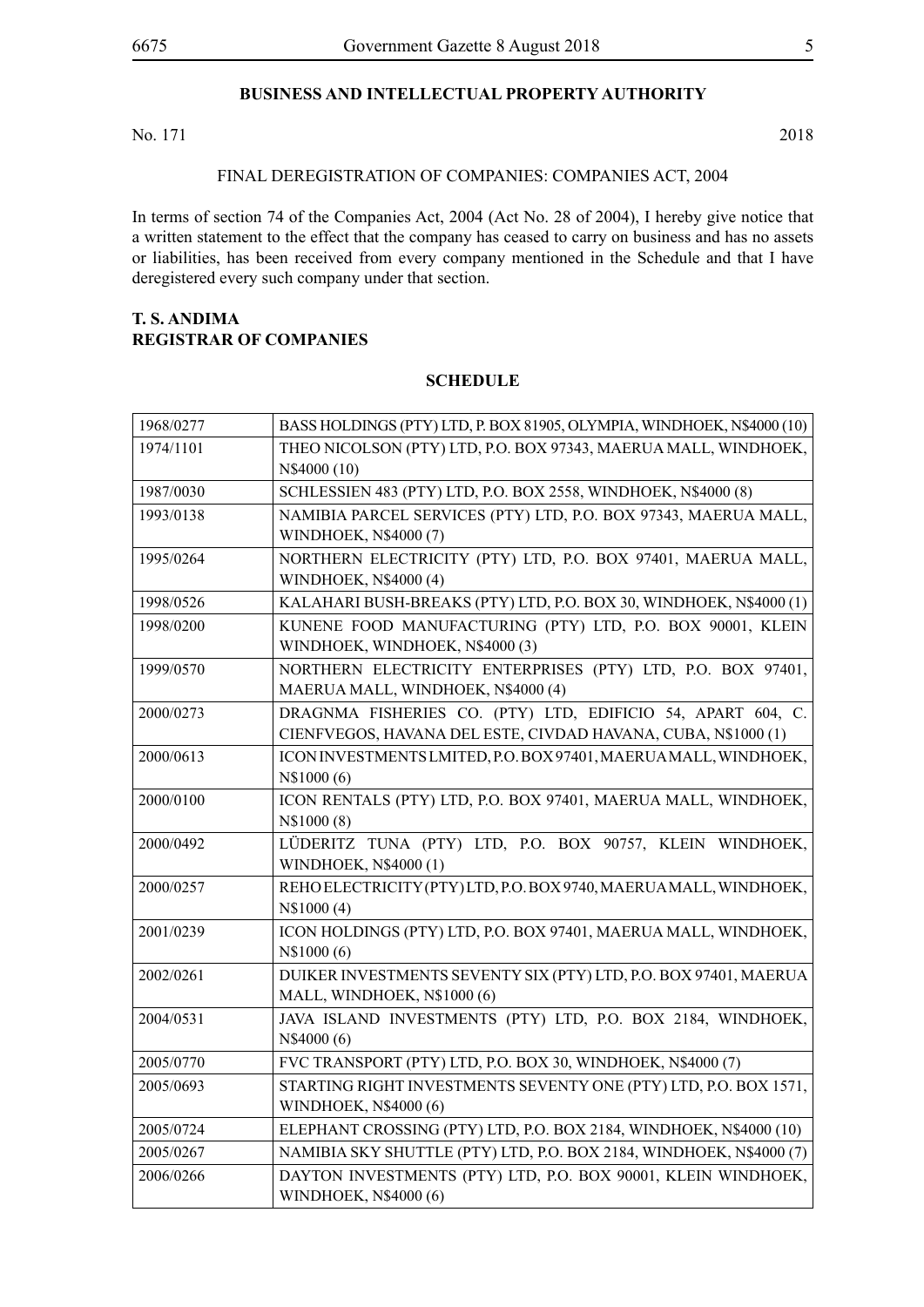## BUSINESS AND INTELLECTUAL PROPERTY AUTHORITY

No. 171 2018

FINAL DEREGISTRATION OF COMPANIES: COMPANIES ACT, 2004

In terms of section 74 of the Companies Act, 2004 (Act No. 28 of 2004), I hereby give notice that a written statement to the effect that the company has ceased to carry on business and has no assets or liabilities, has been received from every company mentioned in the Schedule and that I have deregistered every such company under that section.

**T. S. ANDIMA**
**REGISTRAR OF COMPANIES**

**SCHEDULE**

| | |
|---|---|
| 1968/0277 | BASS HOLDINGS (PTY) LTD, P. BOX 81905, OLYMPIA, WINDHOEK, N$4000 (10) |
| 1974/1101 | THEO NICOLSON (PTY) LTD, P.O. BOX 97343, MAERUA MALL, WINDHOEK, N$4000 (10) |
| 1987/0030 | SCHLESSIEN 483 (PTY) LTD, P.O. BOX 2558, WINDHOEK, N$4000 (8) |
| 1993/0138 | NAMIBIA PARCEL SERVICES (PTY) LTD, P.O. BOX 97343, MAERUA MALL, WINDHOEK, N$4000 (7) |
| 1995/0264 | NORTHERN ELECTRICITY (PTY) LTD, P.O. BOX 97401, MAERUA MALL, WINDHOEK, N$4000 (4) |
| 1998/0526 | KALAHARI BUSH-BREAKS (PTY) LTD, P.O. BOX 30, WINDHOEK, N$4000 (1) |
| 1998/0200 | KUNENE FOOD MANUFACTURING (PTY) LTD, P.O. BOX 90001, KLEIN WINDHOEK, WINDHOEK, N$4000 (3) |
| 1999/0570 | NORTHERN ELECTRICITY ENTERPRISES (PTY) LTD, P.O. BOX 97401, MAERUA MALL, WINDHOEK, N$4000 (4) |
| 2000/0273 | DRAGNMA FISHERIES CO. (PTY) LTD, EDIFICIO 54, APART 604, C. CIENFVEGOS, HAVANA DEL ESTE, CIVDAD HAVANA, CUBA, N$1000 (1) |
| 2000/0613 | ICON INVESTMENTS LMITED, P.O. BOX 97401, MAERUA MALL, WINDHOEK, N$1000 (6) |
| 2000/0100 | ICON RENTALS (PTY) LTD, P.O. BOX 97401, MAERUA MALL, WINDHOEK, N$1000 (8) |
| 2000/0492 | LÜDERITZ TUNA (PTY) LTD, P.O. BOX 90757, KLEIN WINDHOEK, WINDHOEK, N$4000 (1) |
| 2000/0257 | REHO ELECTRICITY (PTY) LTD, P.O. BOX 9740, MAERUA MALL, WINDHOEK, N$1000 (4) |
| 2001/0239 | ICON HOLDINGS (PTY) LTD, P.O. BOX 97401, MAERUA MALL, WINDHOEK, N$1000 (6) |
| 2002/0261 | DUIKER INVESTMENTS SEVENTY SIX (PTY) LTD, P.O. BOX 97401, MAERUA MALL, WINDHOEK, N$1000 (6) |
| 2004/0531 | JAVA ISLAND INVESTMENTS (PTY) LTD, P.O. BOX 2184, WINDHOEK, N$4000 (6) |
| 2005/0770 | FVC TRANSPORT (PTY) LTD, P.O. BOX 30, WINDHOEK, N$4000 (7) |
| 2005/0693 | STARTING RIGHT INVESTMENTS SEVENTY ONE (PTY) LTD, P.O. BOX 1571, WINDHOEK, N$4000 (6) |
| 2005/0724 | ELEPHANT CROSSING (PTY) LTD, P.O. BOX 2184, WINDHOEK, N$4000 (10) |
| 2005/0267 | NAMIBIA SKY SHUTTLE (PTY) LTD, P.O. BOX 2184, WINDHOEK, N$4000 (7) |
| 2006/0266 | DAYTON INVESTMENTS (PTY) LTD, P.O. BOX 90001, KLEIN WINDHOEK, WINDHOEK, N$4000 (6) |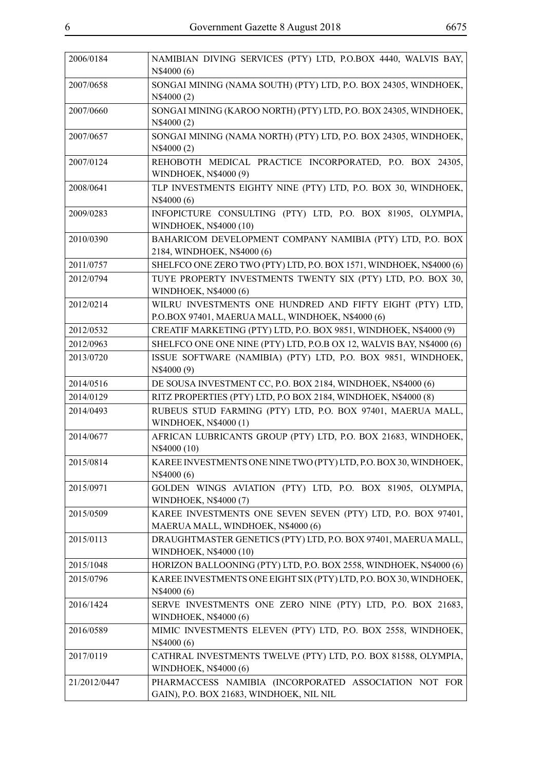| | |
|---|---|
| 2006/0184 | NAMIBIAN DIVING SERVICES (PTY) LTD, P.O.BOX 4440, WALVIS BAY, N$4000 (6) |
| 2007/0658 | SONGAI MINING (NAMA SOUTH) (PTY) LTD, P.O. BOX 24305, WINDHOEK, N$4000 (2) |
| 2007/0660 | SONGAI MINING (KAROO NORTH) (PTY) LTD, P.O. BOX 24305, WINDHOEK, N$4000 (2) |
| 2007/0657 | SONGAI MINING (NAMA NORTH) (PTY) LTD, P.O. BOX 24305, WINDHOEK, N$4000 (2) |
| 2007/0124 | REHOBOTH MEDICAL PRACTICE INCORPORATED, P.O. BOX 24305, WINDHOEK, N$4000 (9) |
| 2008/0641 | TLP INVESTMENTS EIGHTY NINE (PTY) LTD, P.O. BOX 30, WINDHOEK, N$4000 (6) |
| 2009/0283 | INFOPICTURE CONSULTING (PTY) LTD, P.O. BOX 81905, OLYMPIA, WINDHOEK, N$4000 (10) |
| 2010/0390 | BAHARICOM DEVELOPMENT COMPANY NAMIBIA (PTY) LTD, P.O. BOX 2184, WINDHOEK, N$4000 (6) |
| 2011/0757 | SHELFCO ONE ZERO TWO (PTY) LTD, P.O. BOX 1571, WINDHOEK, N$4000 (6) |
| 2012/0794 | TUYE PROPERTY INVESTMENTS TWENTY SIX (PTY) LTD, P.O. BOX 30, WINDHOEK, N$4000 (6) |
| 2012/0214 | WILRU INVESTMENTS ONE HUNDRED AND FIFTY EIGHT (PTY) LTD, P.O.BOX 97401, MAERUA MALL, WINDHOEK, N$4000 (6) |
| 2012/0532 | CREATIF MARKETING (PTY) LTD, P.O. BOX 9851, WINDHOEK, N$4000 (9) |
| 2012/0963 | SHELFCO ONE ONE NINE (PTY) LTD, P.O.B OX 12, WALVIS BAY, N$4000 (6) |
| 2013/0720 | ISSUE SOFTWARE (NAMIBIA) (PTY) LTD, P.O. BOX 9851, WINDHOEK, N$4000 (9) |
| 2014/0516 | DE SOUSA INVESTMENT CC, P.O. BOX 2184, WINDHOEK, N$4000 (6) |
| 2014/0129 | RITZ PROPERTIES (PTY) LTD, P.O BOX 2184, WINDHOEK, N$4000 (8) |
| 2014/0493 | RUBEUS STUD FARMING (PTY) LTD, P.O. BOX 97401, MAERUA MALL, WINDHOEK, N$4000 (1) |
| 2014/0677 | AFRICAN LUBRICANTS GROUP (PTY) LTD, P.O. BOX 21683, WINDHOEK, N$4000 (10) |
| 2015/0814 | KAREE INVESTMENTS ONE NINE TWO (PTY) LTD, P.O. BOX 30, WINDHOEK, N$4000 (6) |
| 2015/0971 | GOLDEN WINGS AVIATION (PTY) LTD, P.O. BOX 81905, OLYMPIA, WINDHOEK, N$4000 (7) |
| 2015/0509 | KAREE INVESTMENTS ONE SEVEN SEVEN (PTY) LTD, P.O. BOX 97401, MAERUA MALL, WINDHOEK, N$4000 (6) |
| 2015/0113 | DRAUGHTMASTER GENETICS (PTY) LTD, P.O. BOX 97401, MAERUA MALL, WINDHOEK, N$4000 (10) |
| 2015/1048 | HORIZON BALLOONING (PTY) LTD, P.O. BOX 2558, WINDHOEK, N$4000 (6) |
| 2015/0796 | KAREE INVESTMENTS ONE EIGHT SIX (PTY) LTD, P.O. BOX 30, WINDHOEK, N$4000 (6) |
| 2016/1424 | SERVE INVESTMENTS ONE ZERO NINE (PTY) LTD, P.O. BOX 21683, WINDHOEK, N$4000 (6) |
| 2016/0589 | MIMIC INVESTMENTS ELEVEN (PTY) LTD, P.O. BOX 2558, WINDHOEK, N$4000 (6) |
| 2017/0119 | CATHRAL INVESTMENTS TWELVE (PTY) LTD, P.O. BOX 81588, OLYMPIA, WINDHOEK, N$4000 (6) |
| 21/2012/0447 | PHARMACCESS NAMIBIA (INCORPORATED ASSOCIATION NOT FOR GAIN), P.O. BOX 21683, WINDHOEK, NIL NIL |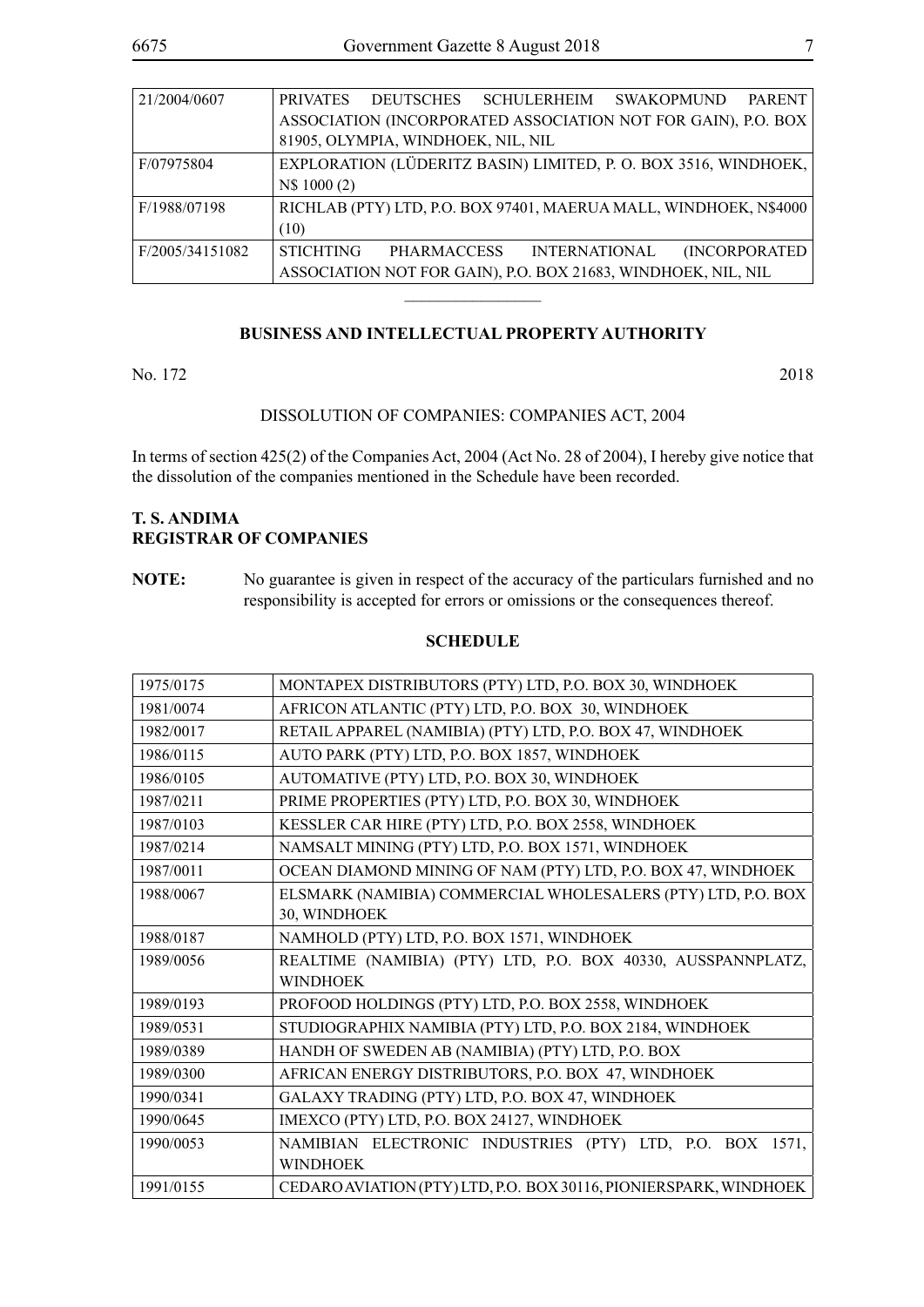| | |
|---|---|
| 21/2004/0607 | PRIVATES DEUTSCHES SCHULERHEIM SWAKOPMUND PARENT ASSOCIATION (INCORPORATED ASSOCIATION NOT FOR GAIN), P.O. BOX 81905, OLYMPIA, WINDHOEK, NIL, NIL |
| F/07975804 | EXPLORATION (LÜDERITZ BASIN) LIMITED, P. O. BOX 3516, WINDHOEK, N$ 1000 (2) |
| F/1988/07198 | RICHLAB (PTY) LTD, P.O. BOX 97401, MAERUA MALL, WINDHOEK, N$4000 (10) |
| F/2005/34151082 | STICHTING PHARMACCESS INTERNATIONAL (INCORPORATED ASSOCIATION NOT FOR GAIN), P.O. BOX 21683, WINDHOEK, NIL, NIL |

**BUSINESS AND INTELLECTUAL PROPERTY AUTHORITY**

No. 172 2018

DISSOLUTION OF COMPANIES: COMPANIES ACT, 2004

In terms of section 425(2) of the Companies Act, 2004 (Act No. 28 of 2004), I hereby give notice that the dissolution of the companies mentioned in the Schedule have been recorded.

**T. S. ANDIMA**
**REGISTRAR OF COMPANIES**

**NOTE:** No guarantee is given in respect of the accuracy of the particulars furnished and no responsibility is accepted for errors or omissions or the consequences thereof.

**SCHEDULE**

| | |
|---|---|
| 1975/0175 | MONTAPEX DISTRIBUTORS (PTY) LTD, P.O. BOX 30, WINDHOEK |
| 1981/0074 | AFRICON ATLANTIC (PTY) LTD, P.O. BOX 30, WINDHOEK |
| 1982/0017 | RETAIL APPAREL (NAMIBIA) (PTY) LTD, P.O. BOX 47, WINDHOEK |
| 1986/0115 | AUTO PARK (PTY) LTD, P.O. BOX 1857, WINDHOEK |
| 1986/0105 | AUTOMATIVE (PTY) LTD, P.O. BOX 30, WINDHOEK |
| 1987/0211 | PRIME PROPERTIES (PTY) LTD, P.O. BOX 30, WINDHOEK |
| 1987/0103 | KESSLER CAR HIRE (PTY) LTD, P.O. BOX 2558, WINDHOEK |
| 1987/0214 | NAMSALT MINING (PTY) LTD, P.O. BOX 1571, WINDHOEK |
| 1987/0011 | OCEAN DIAMOND MINING OF NAM (PTY) LTD, P.O. BOX 47, WINDHOEK |
| 1988/0067 | ELSMARK (NAMIBIA) COMMERCIAL WHOLESALERS (PTY) LTD, P.O. BOX 30, WINDHOEK |
| 1988/0187 | NAMHOLD (PTY) LTD, P.O. BOX 1571, WINDHOEK |
| 1989/0056 | REALTIME (NAMIBIA) (PTY) LTD, P.O. BOX 40330, AUSSPANNPLATZ, WINDHOEK |
| 1989/0193 | PROFOOD HOLDINGS (PTY) LTD, P.O. BOX 2558, WINDHOEK |
| 1989/0531 | STUDIOGRAPHIX NAMIBIA (PTY) LTD, P.O. BOX 2184, WINDHOEK |
| 1989/0389 | HANDH OF SWEDEN AB (NAMIBIA) (PTY) LTD, P.O. BOX |
| 1989/0300 | AFRICAN ENERGY DISTRIBUTORS, P.O. BOX 47, WINDHOEK |
| 1990/0341 | GALAXY TRADING (PTY) LTD, P.O. BOX 47, WINDHOEK |
| 1990/0645 | IMEXCO (PTY) LTD, P.O. BOX 24127, WINDHOEK |
| 1990/0053 | NAMIBIAN ELECTRONIC INDUSTRIES (PTY) LTD, P.O. BOX 1571, WINDHOEK |
| 1991/0155 | CEDARO AVIATION (PTY) LTD, P.O. BOX 30116, PIONIERSPARK, WINDHOEK |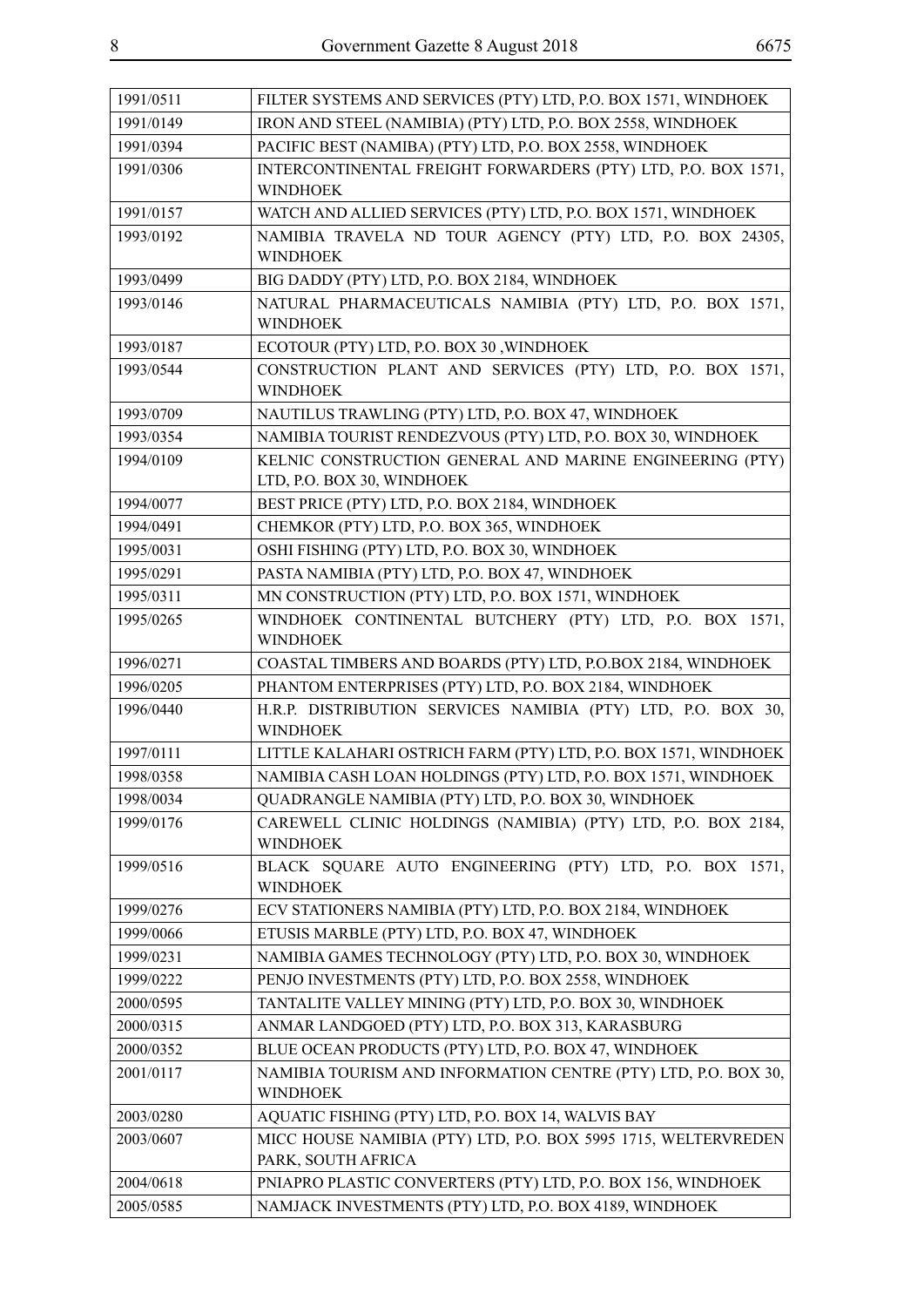| | |
|---|---|
| 1991/0511 | FILTER SYSTEMS AND SERVICES (PTY) LTD, P.O. BOX 1571, WINDHOEK |
| 1991/0149 | IRON AND STEEL (NAMIBIA) (PTY) LTD, P.O. BOX 2558, WINDHOEK |
| 1991/0394 | PACIFIC BEST (NAMIBA) (PTY) LTD, P.O. BOX 2558, WINDHOEK |
| 1991/0306 | INTERCONTINENTAL FREIGHT FORWARDERS (PTY) LTD, P.O. BOX 1571, WINDHOEK |
| 1991/0157 | WATCH AND ALLIED SERVICES (PTY) LTD, P.O. BOX 1571, WINDHOEK |
| 1993/0192 | NAMIBIA TRAVELA ND TOUR AGENCY (PTY) LTD, P.O. BOX 24305, WINDHOEK |
| 1993/0499 | BIG DADDY (PTY) LTD, P.O. BOX 2184, WINDHOEK |
| 1993/0146 | NATURAL PHARMACEUTICALS NAMIBIA (PTY) LTD, P.O. BOX 1571, WINDHOEK |
| 1993/0187 | ECOTOUR (PTY) LTD, P.O. BOX 30 ,WINDHOEK |
| 1993/0544 | CONSTRUCTION PLANT AND SERVICES (PTY) LTD, P.O. BOX 1571, WINDHOEK |
| 1993/0709 | NAUTILUS TRAWLING (PTY) LTD, P.O. BOX 47, WINDHOEK |
| 1993/0354 | NAMIBIA TOURIST RENDEZVOUS (PTY) LTD, P.O. BOX 30, WINDHOEK |
| 1994/0109 | KELNIC CONSTRUCTION GENERAL AND MARINE ENGINEERING (PTY) LTD, P.O. BOX 30, WINDHOEK |
| 1994/0077 | BEST PRICE (PTY) LTD, P.O. BOX 2184, WINDHOEK |
| 1994/0491 | CHEMKOR (PTY) LTD, P.O. BOX 365, WINDHOEK |
| 1995/0031 | OSHI FISHING (PTY) LTD, P.O. BOX 30, WINDHOEK |
| 1995/0291 | PASTA NAMIBIA (PTY) LTD, P.O. BOX 47, WINDHOEK |
| 1995/0311 | MN CONSTRUCTION (PTY) LTD, P.O. BOX 1571, WINDHOEK |
| 1995/0265 | WINDHOEK CONTINENTAL BUTCHERY (PTY) LTD, P.O. BOX 1571, WINDHOEK |
| 1996/0271 | COASTAL TIMBERS AND BOARDS (PTY) LTD, P.O.BOX 2184, WINDHOEK |
| 1996/0205 | PHANTOM ENTERPRISES (PTY) LTD, P.O. BOX 2184, WINDHOEK |
| 1996/0440 | H.R.P. DISTRIBUTION SERVICES NAMIBIA (PTY) LTD, P.O. BOX 30, WINDHOEK |
| 1997/0111 | LITTLE KALAHARI OSTRICH FARM (PTY) LTD, P.O. BOX 1571, WINDHOEK |
| 1998/0358 | NAMIBIA CASH LOAN HOLDINGS (PTY) LTD, P.O. BOX 1571, WINDHOEK |
| 1998/0034 | QUADRANGLE NAMIBIA (PTY) LTD, P.O. BOX 30, WINDHOEK |
| 1999/0176 | CAREWELL CLINIC HOLDINGS (NAMIBIA) (PTY) LTD, P.O. BOX 2184, WINDHOEK |
| 1999/0516 | BLACK SQUARE AUTO ENGINEERING (PTY) LTD, P.O. BOX 1571, WINDHOEK |
| 1999/0276 | ECV STATIONERS NAMIBIA (PTY) LTD, P.O. BOX 2184, WINDHOEK |
| 1999/0066 | ETUSIS MARBLE (PTY) LTD, P.O. BOX 47, WINDHOEK |
| 1999/0231 | NAMIBIA GAMES TECHNOLOGY (PTY) LTD, P.O. BOX 30, WINDHOEK |
| 1999/0222 | PENJO INVESTMENTS (PTY) LTD, P.O. BOX 2558, WINDHOEK |
| 2000/0595 | TANTALITE VALLEY MINING (PTY) LTD, P.O. BOX 30, WINDHOEK |
| 2000/0315 | ANMAR LANDGOED (PTY) LTD, P.O. BOX 313, KARASBURG |
| 2000/0352 | BLUE OCEAN PRODUCTS (PTY) LTD, P.O. BOX 47, WINDHOEK |
| 2001/0117 | NAMIBIA TOURISM AND INFORMATION CENTRE (PTY) LTD, P.O. BOX 30, WINDHOEK |
| 2003/0280 | AQUATIC FISHING (PTY) LTD, P.O. BOX 14, WALVIS BAY |
| 2003/0607 | MICC HOUSE NAMIBIA (PTY) LTD, P.O. BOX 5995 1715, WELTERVREDEN PARK, SOUTH AFRICA |
| 2004/0618 | PNIAPRO PLASTIC CONVERTERS (PTY) LTD, P.O. BOX 156, WINDHOEK |
| 2005/0585 | NAMJACK INVESTMENTS (PTY) LTD, P.O. BOX 4189, WINDHOEK |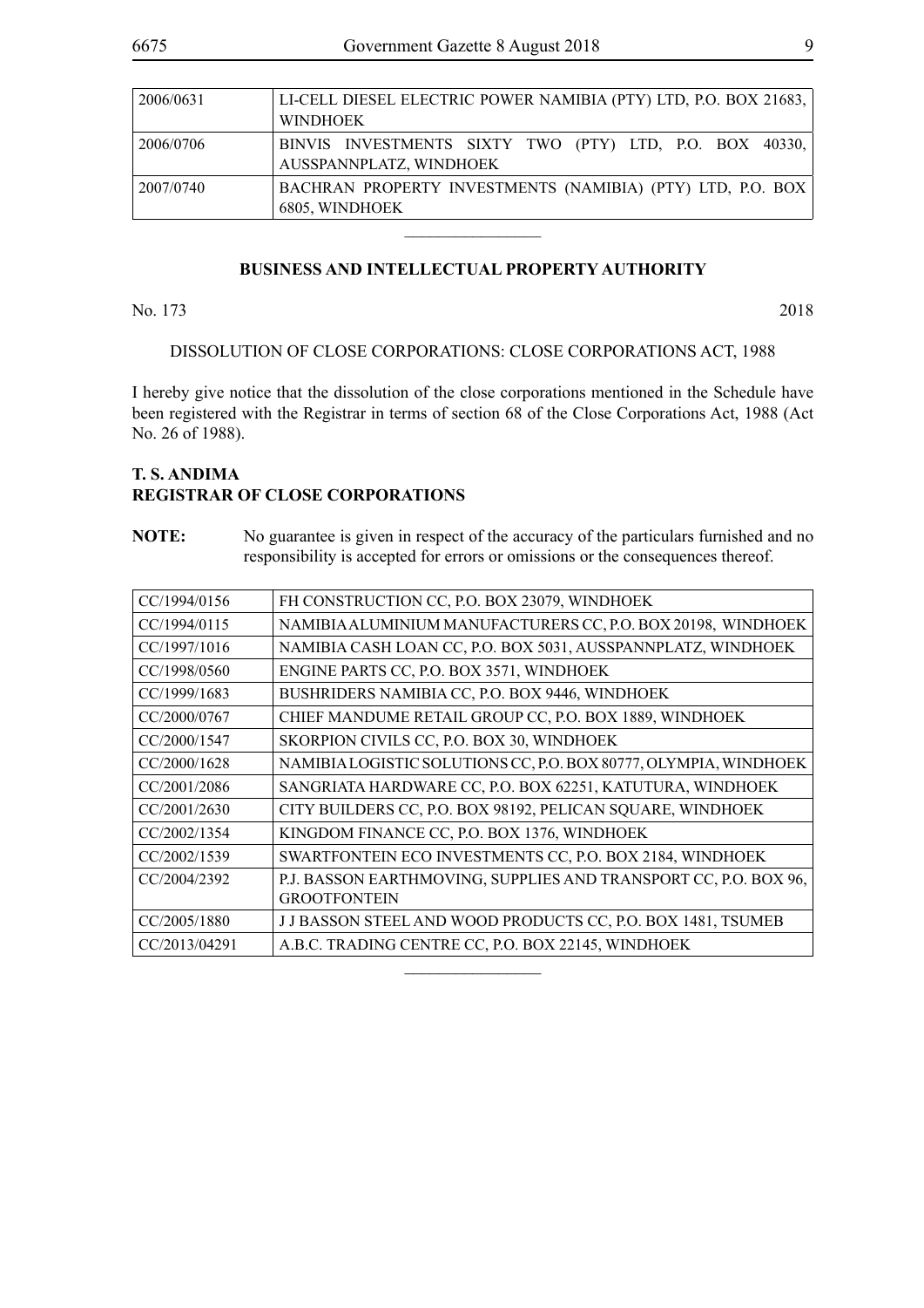| | |
|---|---|
| 2006/0631 | LI-CELL DIESEL ELECTRIC POWER NAMIBIA (PTY) LTD, P.O. BOX 21683, WINDHOEK |
| 2006/0706 | BINVIS INVESTMENTS SIXTY TWO (PTY) LTD, P.O. BOX 40330, AUSSPANNPLATZ, WINDHOEK |
| 2007/0740 | BACHRAN PROPERTY INVESTMENTS (NAMIBIA) (PTY) LTD, P.O. BOX 6805, WINDHOEK |

## BUSINESS AND INTELLECTUAL PROPERTY AUTHORITY

No. 173 2018

DISSOLUTION OF CLOSE CORPORATIONS: CLOSE CORPORATIONS ACT, 1988

I hereby give notice that the dissolution of the close corporations mentioned in the Schedule have been registered with the Registrar in terms of section 68 of the Close Corporations Act, 1988 (Act No. 26 of 1988).

**T. S. ANDIMA**
**REGISTRAR OF CLOSE CORPORATIONS**

**NOTE:** No guarantee is given in respect of the accuracy of the particulars furnished and no responsibility is accepted for errors or omissions or the consequences thereof.

| | |
|---|---|
| CC/1994/0156 | FH CONSTRUCTION CC, P.O. BOX 23079, WINDHOEK |
| CC/1994/0115 | NAMIBIA ALUMINIUM MANUFACTURERS CC, P.O. BOX 20198, WINDHOEK |
| CC/1997/1016 | NAMIBIA CASH LOAN CC, P.O. BOX 5031, AUSSPANNPLATZ, WINDHOEK |
| CC/1998/0560 | ENGINE PARTS CC, P.O. BOX 3571, WINDHOEK |
| CC/1999/1683 | BUSHRIDERS NAMIBIA CC, P.O. BOX 9446, WINDHOEK |
| CC/2000/0767 | CHIEF MANDUME RETAIL GROUP CC, P.O. BOX 1889, WINDHOEK |
| CC/2000/1547 | SKORPION CIVILS CC, P.O. BOX 30, WINDHOEK |
| CC/2000/1628 | NAMIBIA LOGISTIC SOLUTIONS CC, P.O. BOX 80777, OLYMPIA, WINDHOEK |
| CC/2001/2086 | SANGRIATA HARDWARE CC, P.O. BOX 62251, KATUTURA, WINDHOEK |
| CC/2001/2630 | CITY BUILDERS CC, P.O. BOX 98192, PELICAN SQUARE, WINDHOEK |
| CC/2002/1354 | KINGDOM FINANCE CC, P.O. BOX 1376, WINDHOEK |
| CC/2002/1539 | SWARTFONTEIN ECO INVESTMENTS CC, P.O. BOX 2184, WINDHOEK |
| CC/2004/2392 | P.J. BASSON EARTHMOVING, SUPPLIES AND TRANSPORT CC, P.O. BOX 96, GROOTFONTEIN |
| CC/2005/1880 | J J BASSON STEEL AND WOOD PRODUCTS CC, P.O. BOX 1481, TSUMEB |
| CC/2013/04291 | A.B.C. TRADING CENTRE CC, P.O. BOX 22145, WINDHOEK |